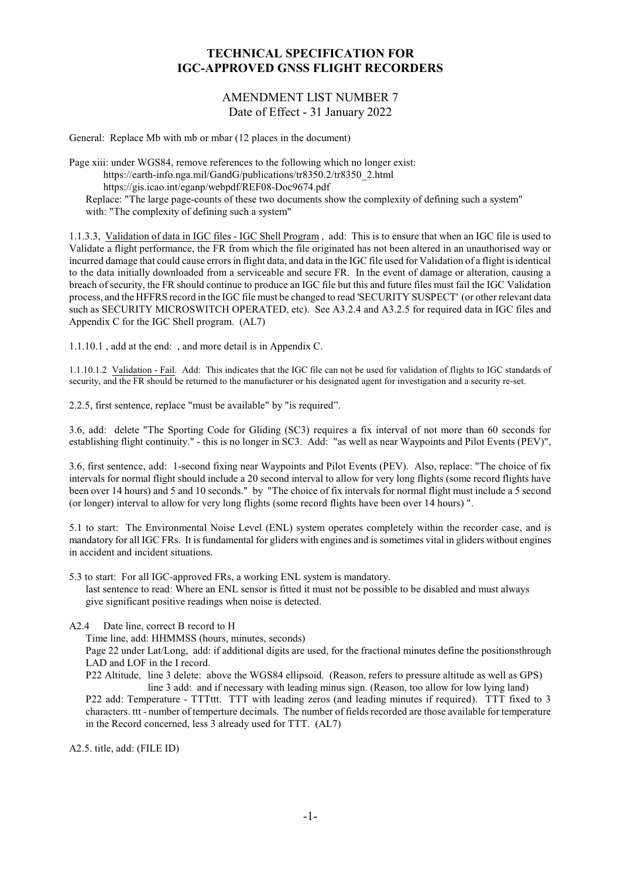# TECHNICAL SPECIFICATION FOR IGC-APPROVED GNSS FLIGHT RECORDERS

## AMENDMENT LIST NUMBER 7
Date of Effect - 31 January 2022

General: Replace Mb with mb or mbar (12 places in the document)

Page xiii: under WGS84, remove references to the following which no longer exist:

https://earth-info.nga.mil/GandG/publications/tr8350.2/tr8350_2.html
https://gis.icao.int/eganp/webpdf/REF08-Doc9674.pdf

Replace: "The large page-counts of these two documents show the complexity of defining such a system" with: "The complexity of defining such a system"

1.1.3.3, Validation of data in IGC files - IGC Shell Program , add: This is to ensure that when an IGC file is used to Validate a flight performance, the FR from which the file originated has not been altered in an unauthorised way or incurred damage that could cause errors in flight data, and data in the IGC file used for Validation of a flight is identical to the data initially downloaded from a serviceable and secure FR. In the event of damage or alteration, causing a breach of security, the FR should continue to produce an IGC file but this and future files must fail the IGC Validation process, and the HFFRS record in the IGC file must be changed to read 'SECURITY SUSPECT' (or other relevant data such as SECURITY MICROSWITCH OPERATED, etc). See A3.2.4 and A3.2.5 for required data in IGC files and Appendix C for the IGC Shell program. (AL7)

1.1.10.1 , add at the end: , and more detail is in Appendix C.

1.1.10.1.2 Validation - Fail. Add: This indicates that the IGC file can not be used for validation of flights to IGC standards of security, and the FR should be returned to the manufacturer or his designated agent for investigation and a security re-set.

2.2.5, first sentence, replace "must be available" by "is required".

3.6, add: delete "The Sporting Code for Gliding (SC3) requires a fix interval of not more than 60 seconds for establishing flight continuity." - this is no longer in SC3. Add: "as well as near Waypoints and Pilot Events (PEV)",

3.6, first sentence, add: 1-second fixing near Waypoints and Pilot Events (PEV). Also, replace: "The choice of fix intervals for normal flight should include a 20 second interval to allow for very long flights (some record flights have been over 14 hours) and 5 and 10 seconds." by "The choice of fix intervals for normal flight must include a 5 second (or longer) interval to allow for very long flights (some record flights have been over 14 hours) ".

5.1 to start: The Environmental Noise Level (ENL) system operates completely within the recorder case, and is mandatory for all IGC FRs. It is fundamental for gliders with engines and is sometimes vital in gliders without engines in accident and incident situations.

5.3 to start: For all IGC-approved FRs, a working ENL system is mandatory.
last sentence to read: Where an ENL sensor is fitted it must not be possible to be disabled and must always give significant positive readings when noise is detected.

A2.4 Date line, correct B record to H
Time line, add: HHMMSS (hours, minutes, seconds)
Page 22 under Lat/Long, add: if additional digits are used, for the fractional minutes define the positionsthrough LAD and LOF in the I record.
P22 Altitude, line 3 delete: above the WGS84 ellipsoid. (Reason, refers to pressure altitude as well as GPS)
line 3 add: and if necessary with leading minus sign. (Reason, too allow for low lying land)
P22 add: Temperature - TTTttt. TTT with leading zeros (and leading minutes if required). TTT fixed to 3 characters. ttt - number of temperture decimals. The number of fields recorded are those available for temperature in the Record concerned, less 3 already used for TTT. (AL7)

A2.5. title, add: (FILE ID)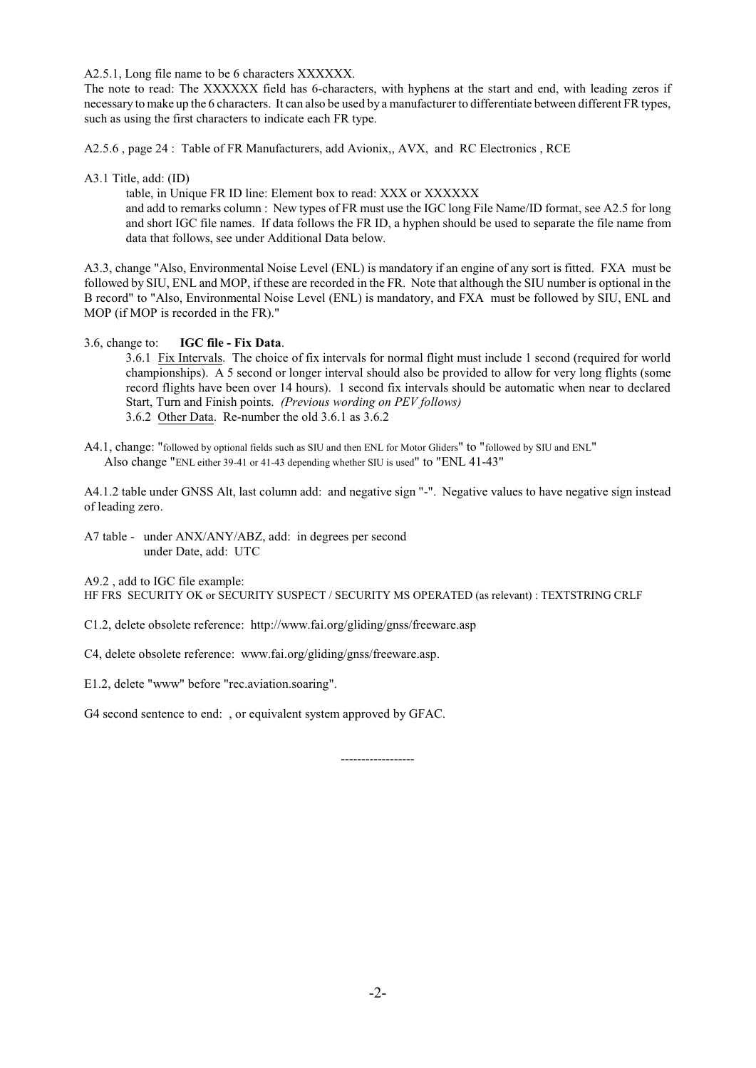A2.5.1, Long file name to be 6 characters XXXXXX.

The note to read: The XXXXXX field has 6-characters, with hyphens at the start and end, with leading zeros if necessary to make up the 6 characters. It can also be used by a manufacturer to differentiate between different FR types, such as using the first characters to indicate each FR type.

A2.5.6 , page 24 : Table of FR Manufacturers, add Avionix,, AVX, and RC Electronics , RCE

A3.1 Title, add: (ID)

table, in Unique FR ID line: Element box to read: XXX or XXXXXX

and add to remarks column : New types of FR must use the IGC long File Name/ID format, see A2.5 for long and short IGC file names. If data follows the FR ID, a hyphen should be used to separate the file name from data that follows, see under Additional Data below.

A3.3, change "Also, Environmental Noise Level (ENL) is mandatory if an engine of any sort is fitted. FXA must be followed by SIU, ENL and MOP, if these are recorded in the FR. Note that although the SIU number is optional in the B record" to "Also, Environmental Noise Level (ENL) is mandatory, and FXA must be followed by SIU, ENL and MOP (if MOP is recorded in the FR)."

3.6, change to: **IGC file - Fix Data**.

3.6.1 Fix Intervals. The choice of fix intervals for normal flight must include 1 second (required for world championships). A 5 second or longer interval should also be provided to allow for very long flights (some record flights have been over 14 hours). 1 second fix intervals should be automatic when near to declared Start, Turn and Finish points. *(Previous wording on PEV follows)*

3.6.2 Other Data. Re-number the old 3.6.1 as 3.6.2

A4.1, change: "followed by optional fields such as SIU and then ENL for Motor Gliders" to "followed by SIU and ENL"

Also change "ENL either 39-41 or 41-43 depending whether SIU is used" to "ENL 41-43"

A4.1.2 table under GNSS Alt, last column add: and negative sign "-". Negative values to have negative sign instead of leading zero.

A7 table - under ANX/ANY/ABZ, add: in degrees per second

under Date, add: UTC

A9.2 , add to IGC file example:

HF FRS SECURITY OK or SECURITY SUSPECT / SECURITY MS OPERATED (as relevant) : TEXTSTRING CRLF

C1.2, delete obsolete reference: http://www.fai.org/gliding/gnss/freeware.asp

C4, delete obsolete reference: www.fai.org/gliding/gnss/freeware.asp.

E1.2, delete "www" before "rec.aviation.soaring".

G4 second sentence to end: , or equivalent system approved by GFAC.

------------------